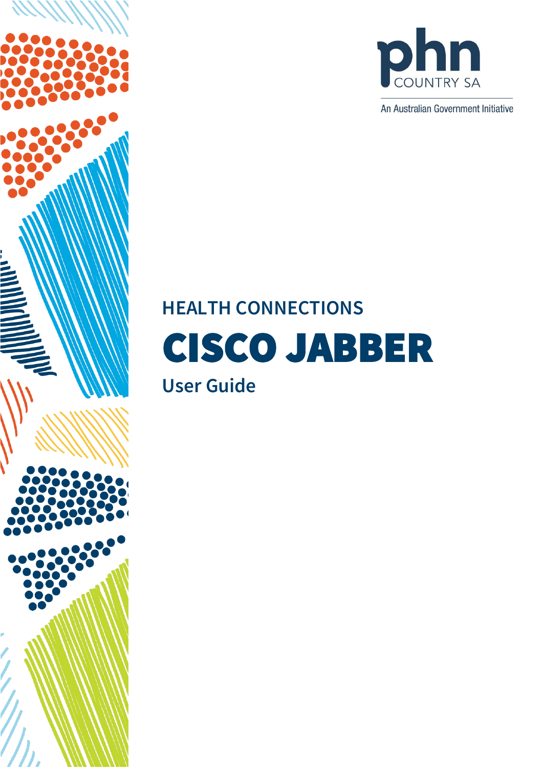phn
COUNTRY SA

An Australian Government Initiative

## HEALTH CONNECTIONS

# CISCO JABBER

## User Guide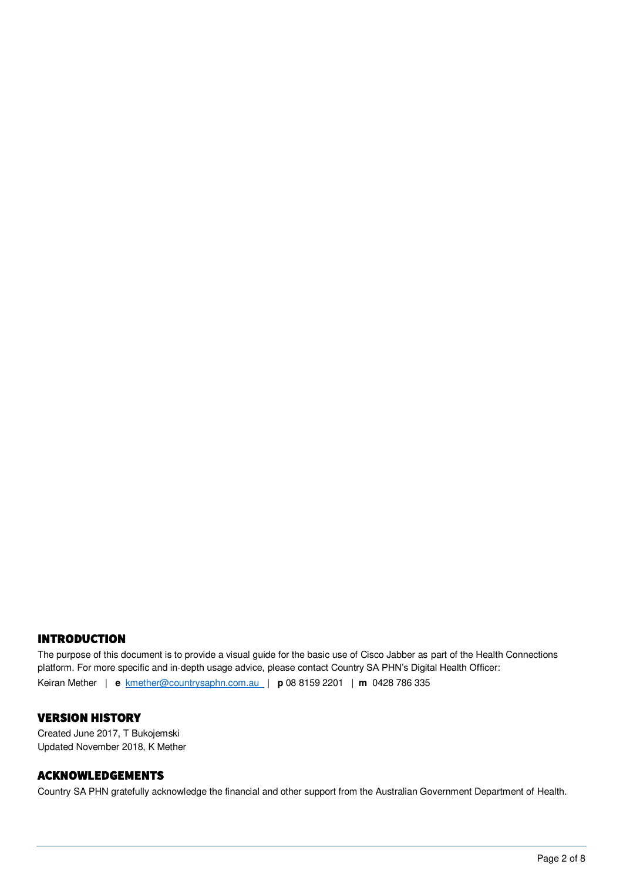## INTRODUCTION

The purpose of this document is to provide a visual guide for the basic use of Cisco Jabber as part of the Health Connections platform. For more specific and in-depth usage advice, please contact Country SA PHN's Digital Health Officer:

Keiran Mether | **e** kmether@countrysaphn.com.au | **p** 08 8159 2201 | **m** 0428 786 335

## VERSION HISTORY

Created June 2017, T Bukojemski
Updated November 2018, K Mether

## ACKNOWLEDGEMENTS

Country SA PHN gratefully acknowledge the financial and other support from the Australian Government Department of Health.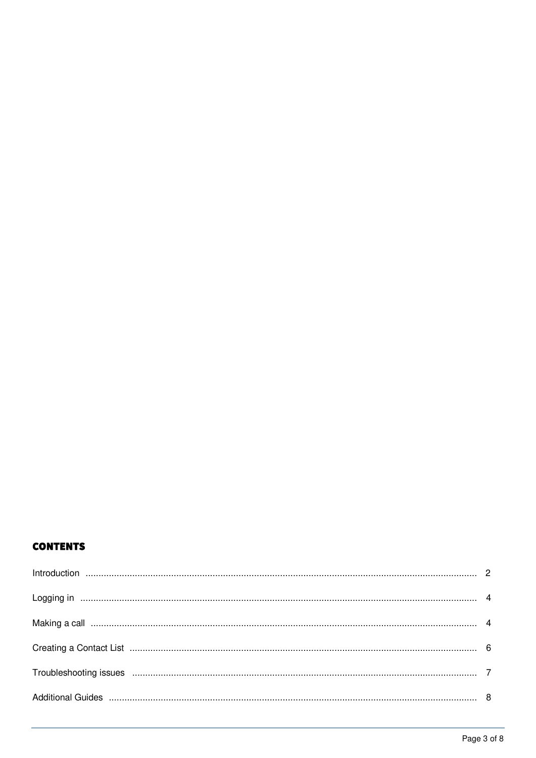## CONTENTS

| | |
|---|---|
| Introduction | 2 |
| Logging in | 4 |
| Making a call | 4 |
| Creating a Contact List | 6 |
| Troubleshooting issues | 7 |
| Additional Guides | 8 |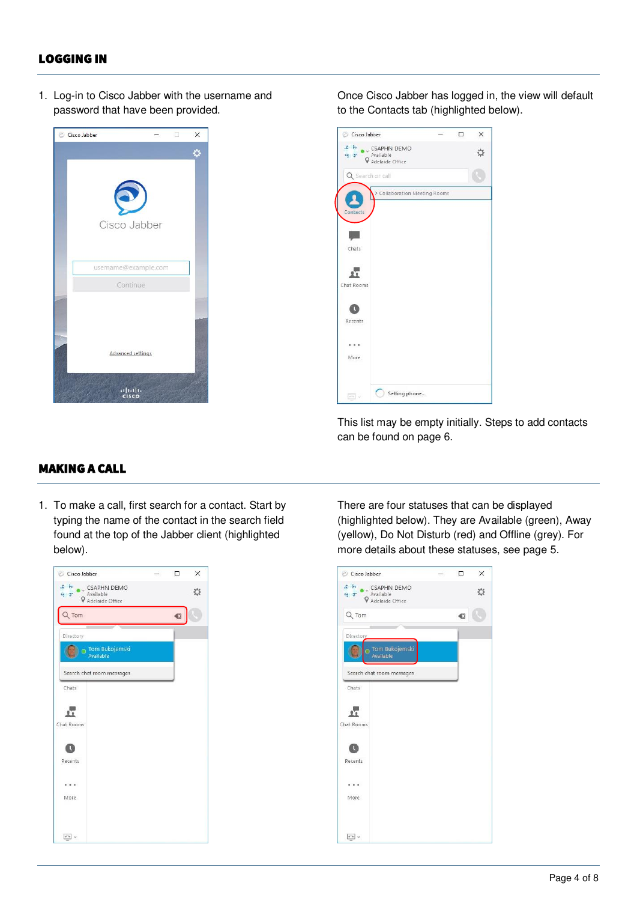## LOGGING IN

1. Log-in to Cisco Jabber with the username and password that have been provided.

Once Cisco Jabber has logged in, the view will default to the Contacts tab (highlighted below).

This list may be empty initially. Steps to add contacts can be found on page 6.

## MAKING A CALL

1. To make a call, first search for a contact. Start by typing the name of the contact in the search field found at the top of the Jabber client (highlighted below).

There are four statuses that can be displayed (highlighted below). They are Available (green), Away (yellow), Do Not Disturb (red) and Offline (grey). For more details about these statuses, see page 5.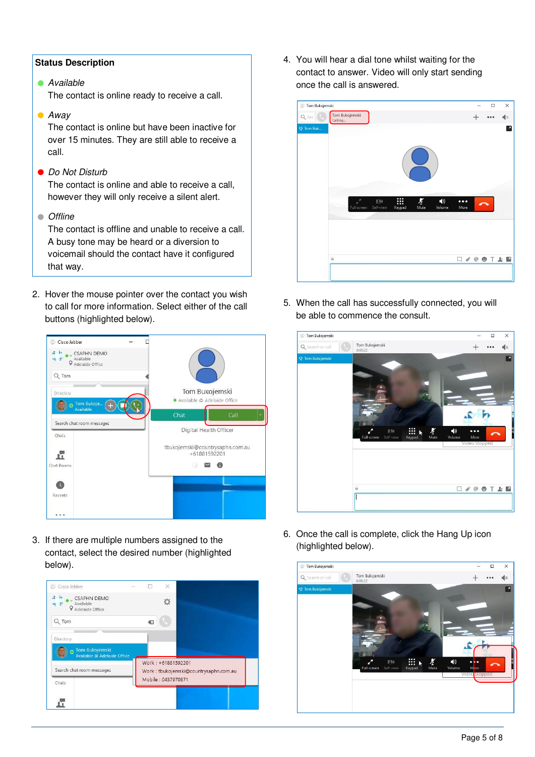**Status Description**

- *Available*
  The contact is online ready to receive a call.
- *Away*
  The contact is online but have been inactive for over 15 minutes. They are still able to receive a call.
- *Do Not Disturb*
  The contact is online and able to receive a call, however they will only receive a silent alert.
- *Offline*
  The contact is offline and unable to receive a call. A busy tone may be heard or a diversion to voicemail should the contact have it configured that way.

2. Hover the mouse pointer over the contact you wish to call for more information. Select either of the call buttons (highlighted below).

3. If there are multiple numbers assigned to the contact, select the desired number (highlighted below).

4. You will hear a dial tone whilst waiting for the contact to answer. Video will only start sending once the call is answered.

5. When the call has successfully connected, you will be able to commence the consult.

6. Once the call is complete, click the Hang Up icon (highlighted below).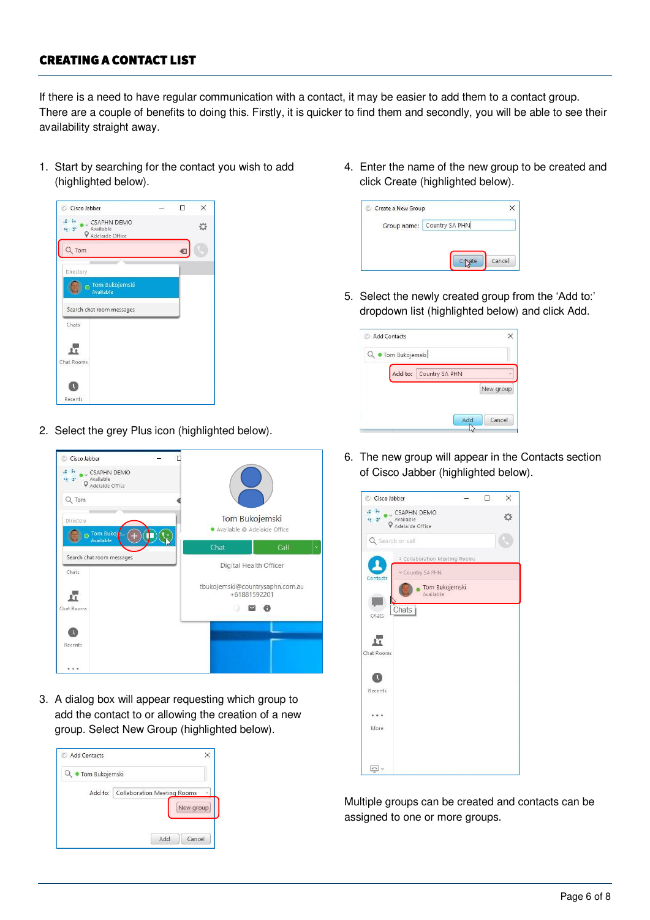## CREATING A CONTACT LIST

If there is a need to have regular communication with a contact, it may be easier to add them to a contact group. There are a couple of benefits to doing this. Firstly, it is quicker to find them and secondly, you will be able to see their availability straight away.

1. Start by searching for the contact you wish to add (highlighted below).

2. Select the grey Plus icon (highlighted below).

3. A dialog box will appear requesting which group to add the contact to or allowing the creation of a new group. Select New Group (highlighted below).

4. Enter the name of the new group to be created and click Create (highlighted below).

5. Select the newly created group from the 'Add to:' dropdown list (highlighted below) and click Add.

6. The new group will appear in the Contacts section of Cisco Jabber (highlighted below).

Multiple groups can be created and contacts can be assigned to one or more groups.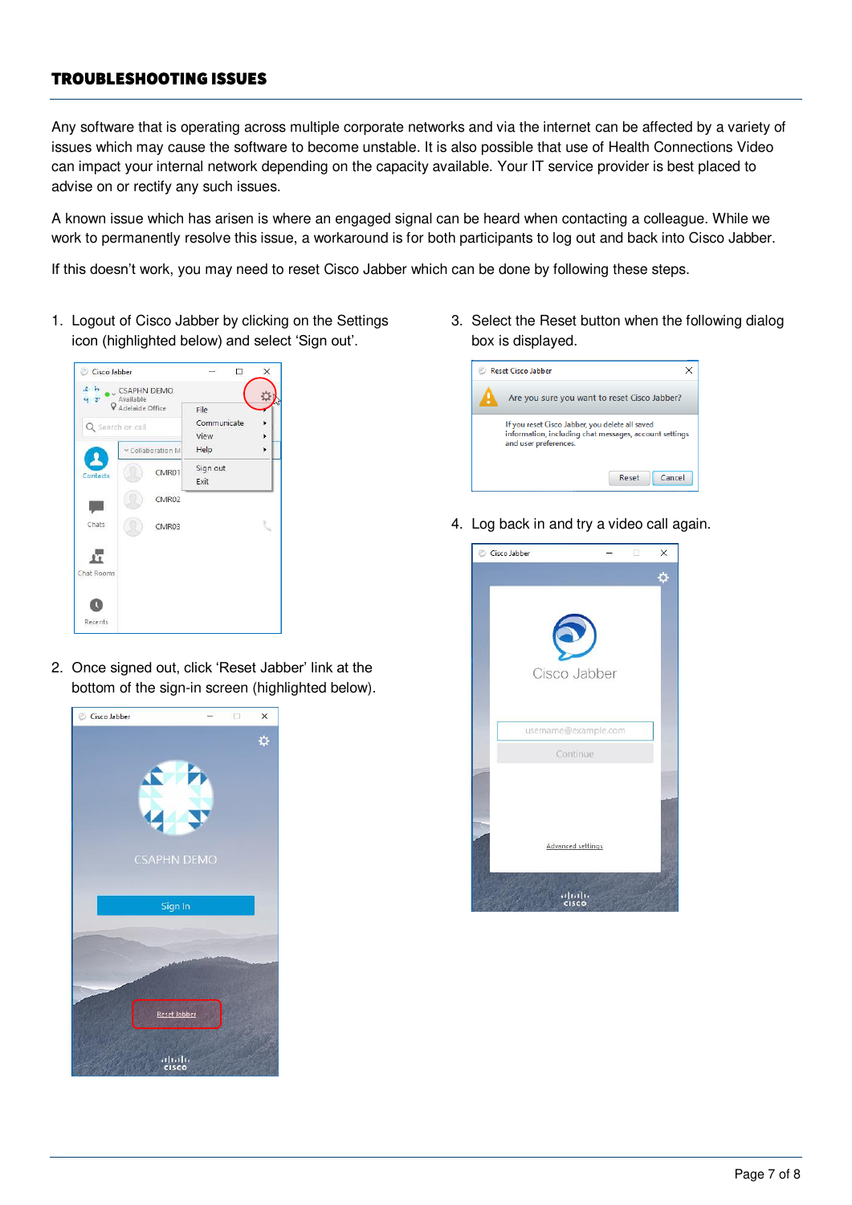## TROUBLESHOOTING ISSUES

Any software that is operating across multiple corporate networks and via the internet can be affected by a variety of issues which may cause the software to become unstable. It is also possible that use of Health Connections Video can impact your internal network depending on the capacity available. Your IT service provider is best placed to advise on or rectify any such issues.

A known issue which has arisen is where an engaged signal can be heard when contacting a colleague. While we work to permanently resolve this issue, a workaround is for both participants to log out and back into Cisco Jabber.

If this doesn't work, you may need to reset Cisco Jabber which can be done by following these steps.

1. Logout of Cisco Jabber by clicking on the Settings icon (highlighted below) and select 'Sign out'.

2. Once signed out, click 'Reset Jabber' link at the bottom of the sign-in screen (highlighted below).

3. Select the Reset button when the following dialog box is displayed.

4. Log back in and try a video call again.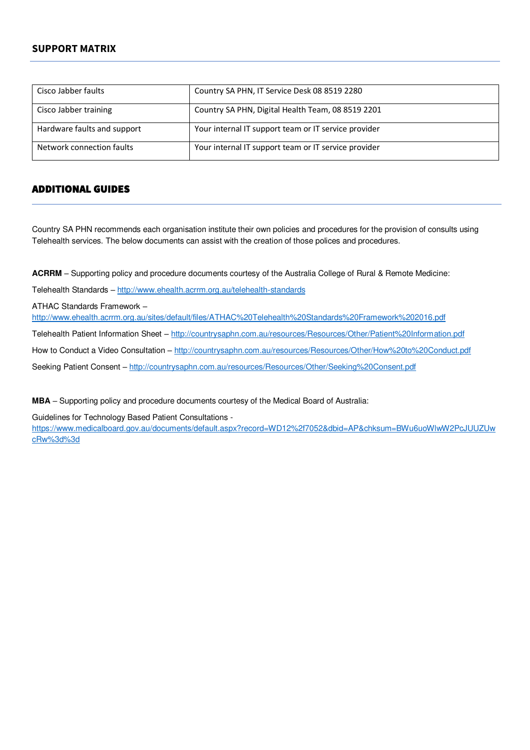## SUPPORT MATRIX

| | |
|---|---|
| Cisco Jabber faults | Country SA PHN, IT Service Desk 08 8519 2280 |
| Cisco Jabber training | Country SA PHN, Digital Health Team, 08 8519 2201 |
| Hardware faults and support | Your internal IT support team or IT service provider |
| Network connection faults | Your internal IT support team or IT service provider |

## ADDITIONAL GUIDES

Country SA PHN recommends each organisation institute their own policies and procedures for the provision of consults using Telehealth services. The below documents can assist with the creation of those polices and procedures.

**ACRRM** – Supporting policy and procedure documents courtesy of the Australia College of Rural & Remote Medicine:

Telehealth Standards – http://www.ehealth.acrrm.org.au/telehealth-standards

ATHAC Standards Framework – http://www.ehealth.acrrm.org.au/sites/default/files/ATHAC%20Telehealth%20Standards%20Framework%202016.pdf

Telehealth Patient Information Sheet – http://countrysaphn.com.au/resources/Resources/Other/Patient%20Information.pdf

How to Conduct a Video Consultation – http://countrysaphn.com.au/resources/Resources/Other/How%20to%20Conduct.pdf

Seeking Patient Consent – http://countrysaphn.com.au/resources/Resources/Other/Seeking%20Consent.pdf

**MBA** – Supporting policy and procedure documents courtesy of the Medical Board of Australia:

Guidelines for Technology Based Patient Consultations - https://www.medicalboard.gov.au/documents/default.aspx?record=WD12%2f7052&dbid=AP&chksum=BWu6uoWlwW2PcJUUZUwcRw%3d%3d